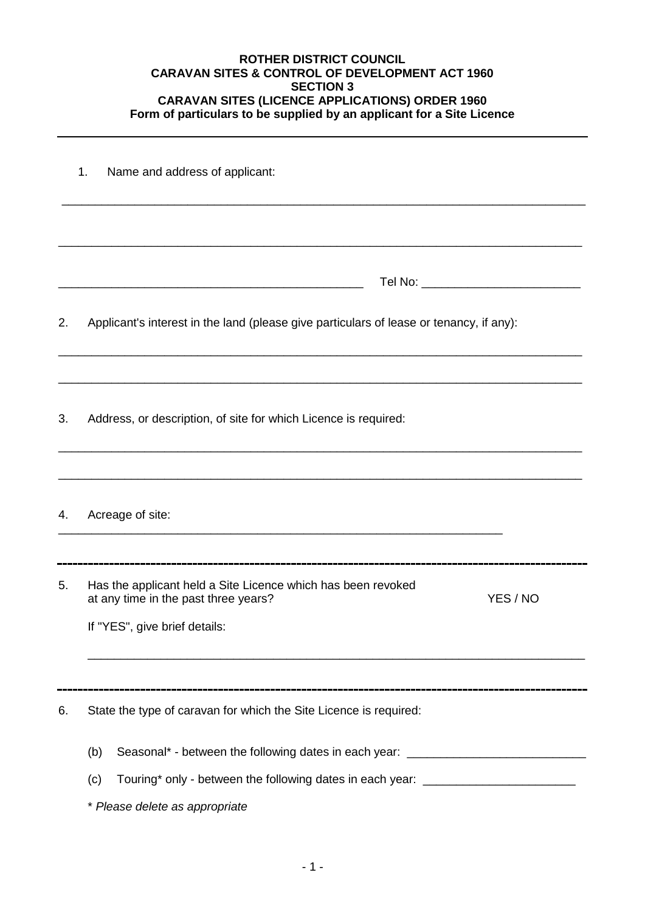**ROTHER DISTRICT COUNCIL**
**CARAVAN SITES & CONTROL OF DEVELOPMENT ACT 1960**
**SECTION 3**
**CARAVAN SITES (LICENCE APPLICATIONS) ORDER 1960**
**Form of particulars to be supplied by an applicant for a Site Licence**

---

1. Name and address of applicant:

_______________________________________________________________________________

_______________________________________________________________________________

_____________________________________________ Tel No: _______________________

2. Applicant's interest in the land (please give particulars of lease or tenancy, if any):

_______________________________________________________________________________

_______________________________________________________________________________

3. Address, or description, of site for which Licence is required:

_______________________________________________________________________________

_______________________________________________________________________________

4. Acreage of site:

_________________________________________________________________

---

5. Has the applicant held a Site Licence which has been revoked at any time in the past three years? YES / NO

   If "YES", give brief details:

   ___________________________________________________________________________

---

6. State the type of caravan for which the Site Licence is required:

   (b) Seasonal* - between the following dates in each year: _________________________

   (c) Touring* only - between the following dates in each year: _____________________

   *\* Please delete as appropriate*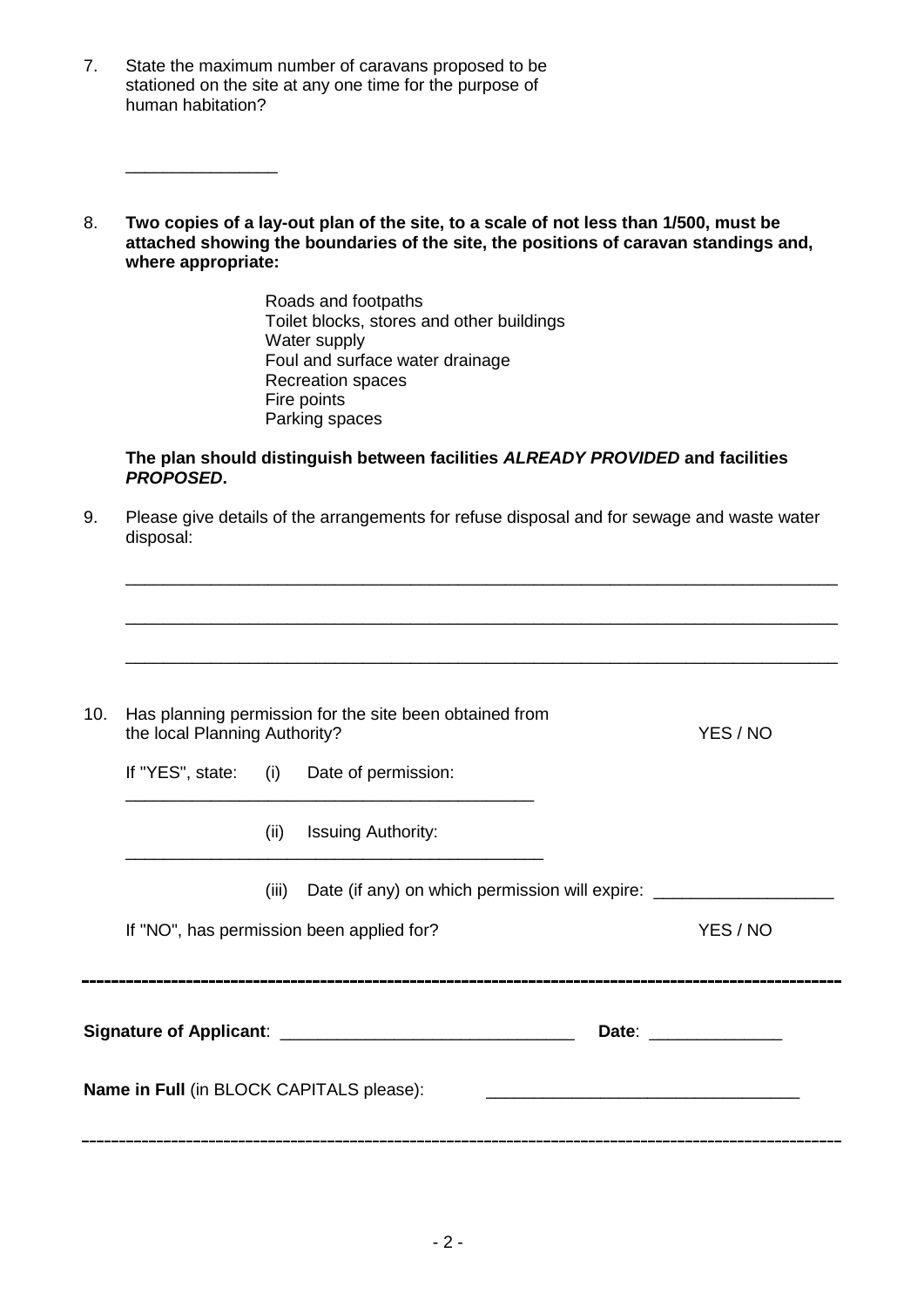7. State the maximum number of caravans proposed to be stationed on the site at any one time for the purpose of human habitation?

   ________________

8. **Two copies of a lay-out plan of the site, to a scale of not less than 1/500, must be attached showing the boundaries of the site, the positions of caravan standings and, where appropriate:**

   Roads and footpaths
   Toilet blocks, stores and other buildings
   Water supply
   Foul and surface water drainage
   Recreation spaces
   Fire points
   Parking spaces

   **The plan should distinguish between facilities *ALREADY PROVIDED* and facilities *PROPOSED*.**

9. Please give details of the arrangements for refuse disposal and for sewage and waste water disposal:

   ________________________________________________________________________________

   ________________________________________________________________________________

   ________________________________________________________________________________

10. Has planning permission for the site been obtained from the local Planning Authority? YES / NO

    If "YES", state: (i) Date of permission: ____________________________________________

    (ii) Issuing Authority: ____________________________________________

    (iii) Date (if any) on which permission will expire: ___________________

    If "NO", has permission been applied for? YES / NO

---

**Signature of Applicant**: _______________________________ **Date**: ______________

**Name in Full** (in BLOCK CAPITALS please): _________________________________

---